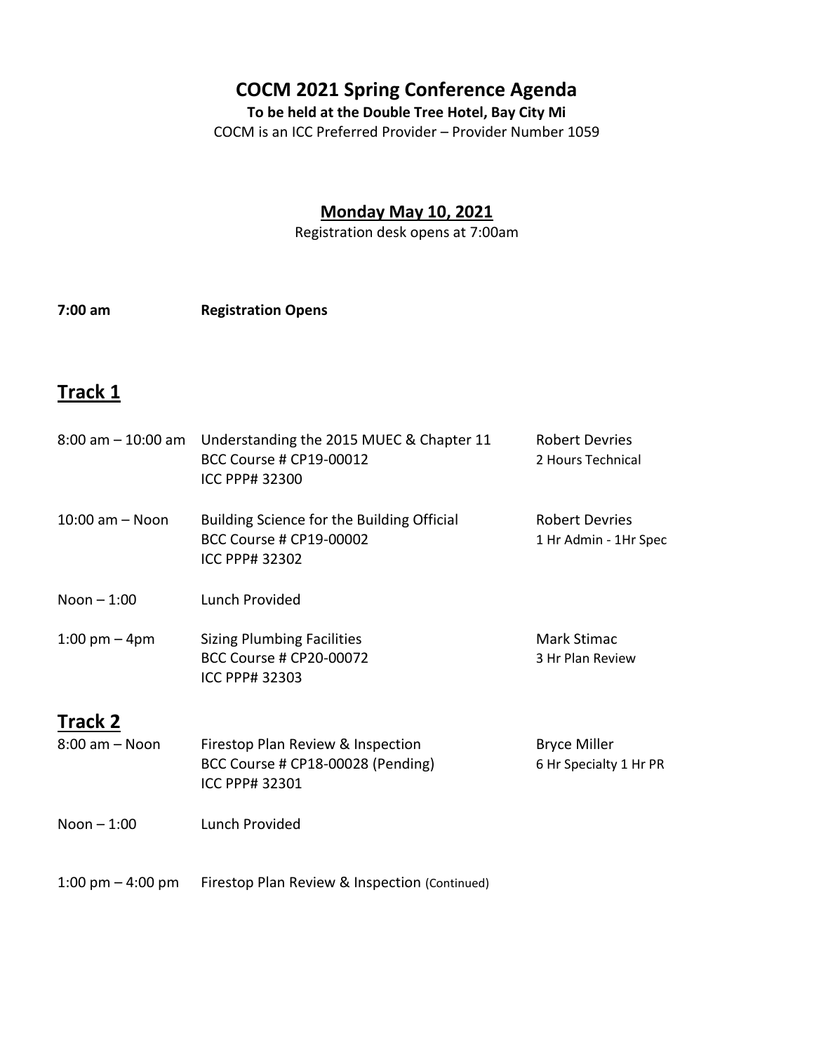# COCM 2021 Spring Conference Agenda

**To be held at the Double Tree Hotel, Bay City Mi**

COCM is an ICC Preferred Provider – Provider Number 1059

## Monday May 10, 2021

Registration desk opens at 7:00am

**7:00 am** **Registration Opens**

## Track 1

| Time | Session | Presenter / Credits |
| --- | --- | --- |
| 8:00 am – 10:00 am | Understanding the 2015 MUEC & Chapter 11<br>BCC Course # CP19-00012<br>ICC PPP# 32300 | Robert Devries<br>2 Hours Technical |
| 10:00 am – Noon | Building Science for the Building Official<br>BCC Course # CP19-00002<br>ICC PPP# 32302 | Robert Devries<br>1 Hr Admin - 1Hr Spec |
| Noon – 1:00 | Lunch Provided | |
| 1:00 pm – 4pm | Sizing Plumbing Facilities<br>BCC Course # CP20-00072<br>ICC PPP# 32303 | Mark Stimac<br>3 Hr Plan Review |

## Track 2

| Time | Session | Presenter / Credits |
| --- | --- | --- |
| 8:00 am – Noon | Firestop Plan Review & Inspection<br>BCC Course # CP18-00028 (Pending)<br>ICC PPP# 32301 | Bryce Miller<br>6 Hr Specialty 1 Hr PR |
| Noon – 1:00 | Lunch Provided | |
| 1:00 pm – 4:00 pm | Firestop Plan Review & Inspection (Continued) | |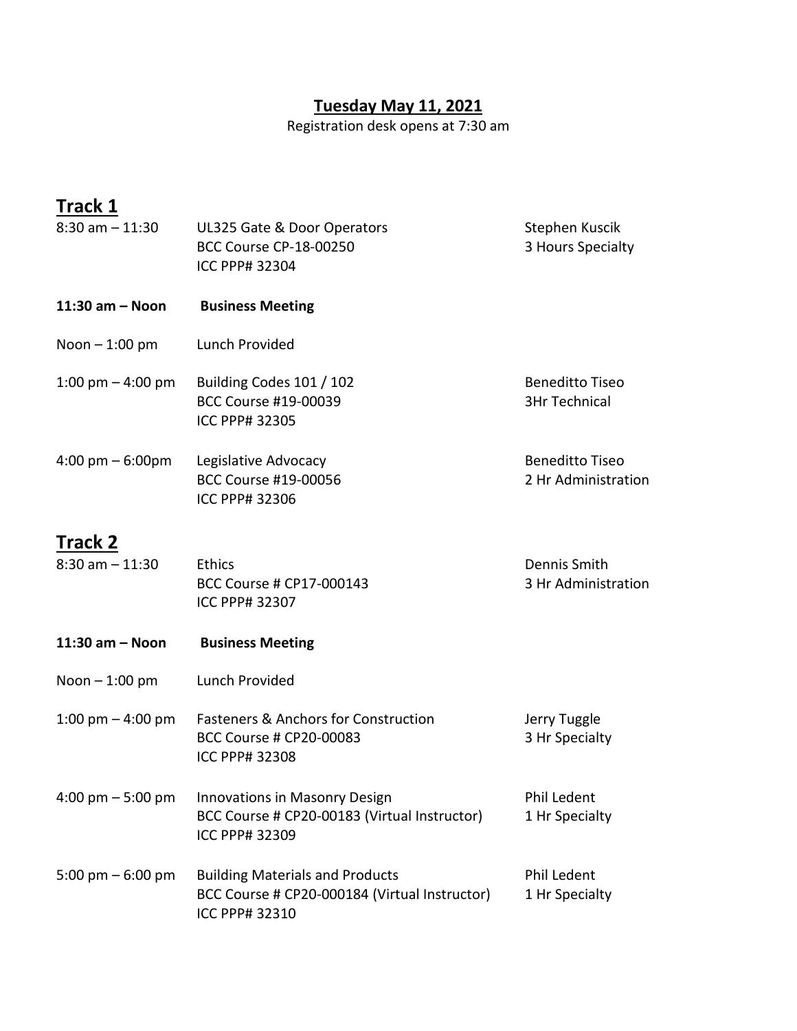## Tuesday May 11, 2021

Registration desk opens at 7:30 am

## Track 1

| Time | Session | Instructor / Credit |
|---|---|---|
| 8:30 am – 11:30 | UL325 Gate & Door Operators<br>BCC Course CP-18-00250<br>ICC PPP# 32304 | Stephen Kuscik<br>3 Hours Specialty |
| **11:30 am – Noon** | **Business Meeting** | |
| Noon – 1:00 pm | Lunch Provided | |
| 1:00 pm – 4:00 pm | Building Codes 101 / 102<br>BCC Course #19-00039<br>ICC PPP# 32305 | Beneditto Tiseo<br>3Hr Technical |
| 4:00 pm – 6:00pm | Legislative Advocacy<br>BCC Course #19-00056<br>ICC PPP# 32306 | Beneditto Tiseo<br>2 Hr Administration |

## Track 2

| Time | Session | Instructor / Credit |
|---|---|---|
| 8:30 am – 11:30 | Ethics<br>BCC Course # CP17-000143<br>ICC PPP# 32307 | Dennis Smith<br>3 Hr Administration |
| **11:30 am – Noon** | **Business Meeting** | |
| Noon – 1:00 pm | Lunch Provided | |
| 1:00 pm – 4:00 pm | Fasteners & Anchors for Construction<br>BCC Course # CP20-00083<br>ICC PPP# 32308 | Jerry Tuggle<br>3 Hr Specialty |
| 4:00 pm – 5:00 pm | Innovations in Masonry Design<br>BCC Course # CP20-00183 (Virtual Instructor)<br>ICC PPP# 32309 | Phil Ledent<br>1 Hr Specialty |
| 5:00 pm – 6:00 pm | Building Materials and Products<br>BCC Course # CP20-000184 (Virtual Instructor)<br>ICC PPP# 32310 | Phil Ledent<br>1 Hr Specialty |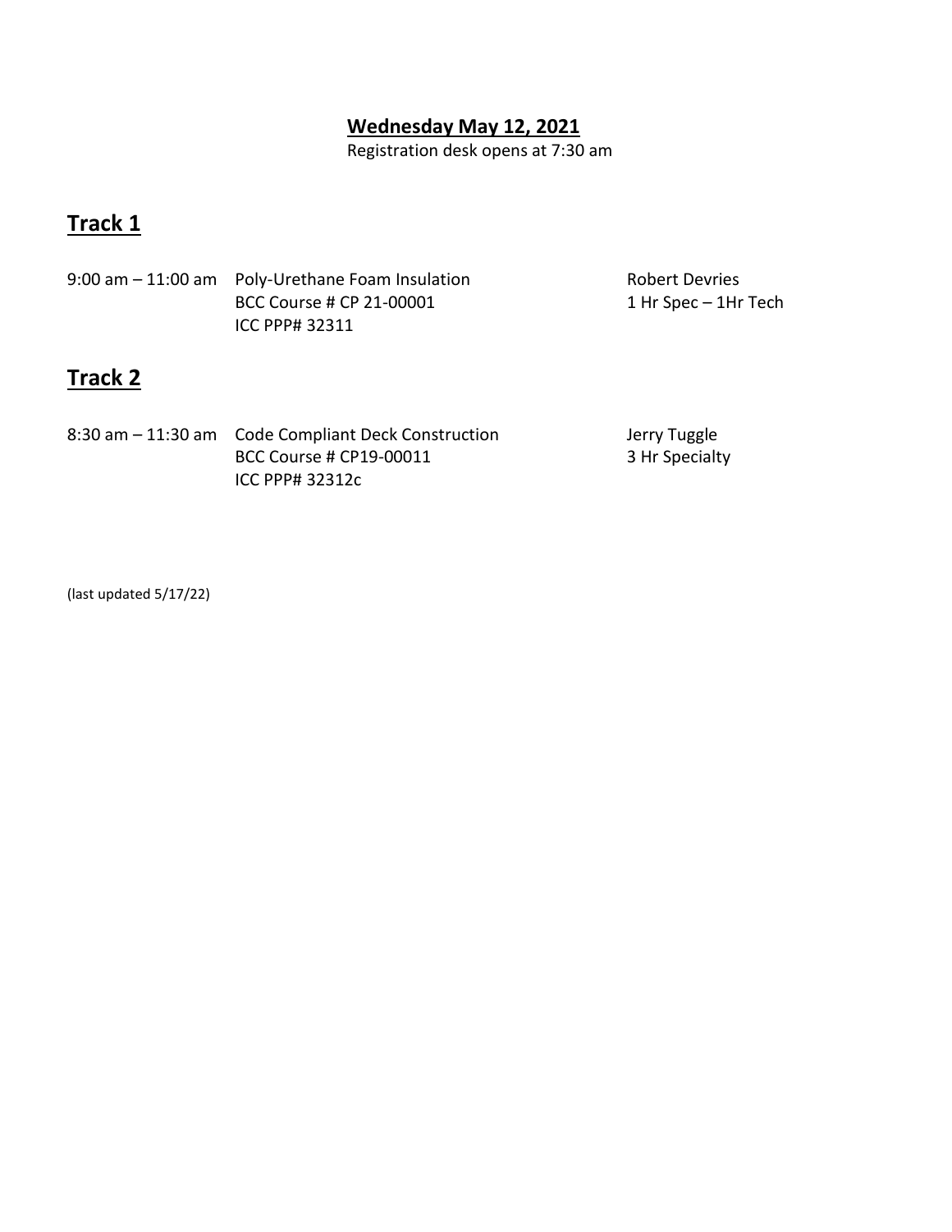**Wednesday May 12, 2021**

Registration desk opens at 7:30 am

## Track 1

| | | |
|---|---|---|
| 9:00 am – 11:00 am | Poly-Urethane Foam Insulation<br>BCC Course # CP 21-00001<br>ICC PPP# 32311 | Robert Devries<br>1 Hr Spec – 1Hr Tech |

## Track 2

| | | |
|---|---|---|
| 8:30 am – 11:30 am | Code Compliant Deck Construction<br>BCC Course # CP19-00011<br>ICC PPP# 32312c | Jerry Tuggle<br>3 Hr Specialty |

(last updated 5/17/22)